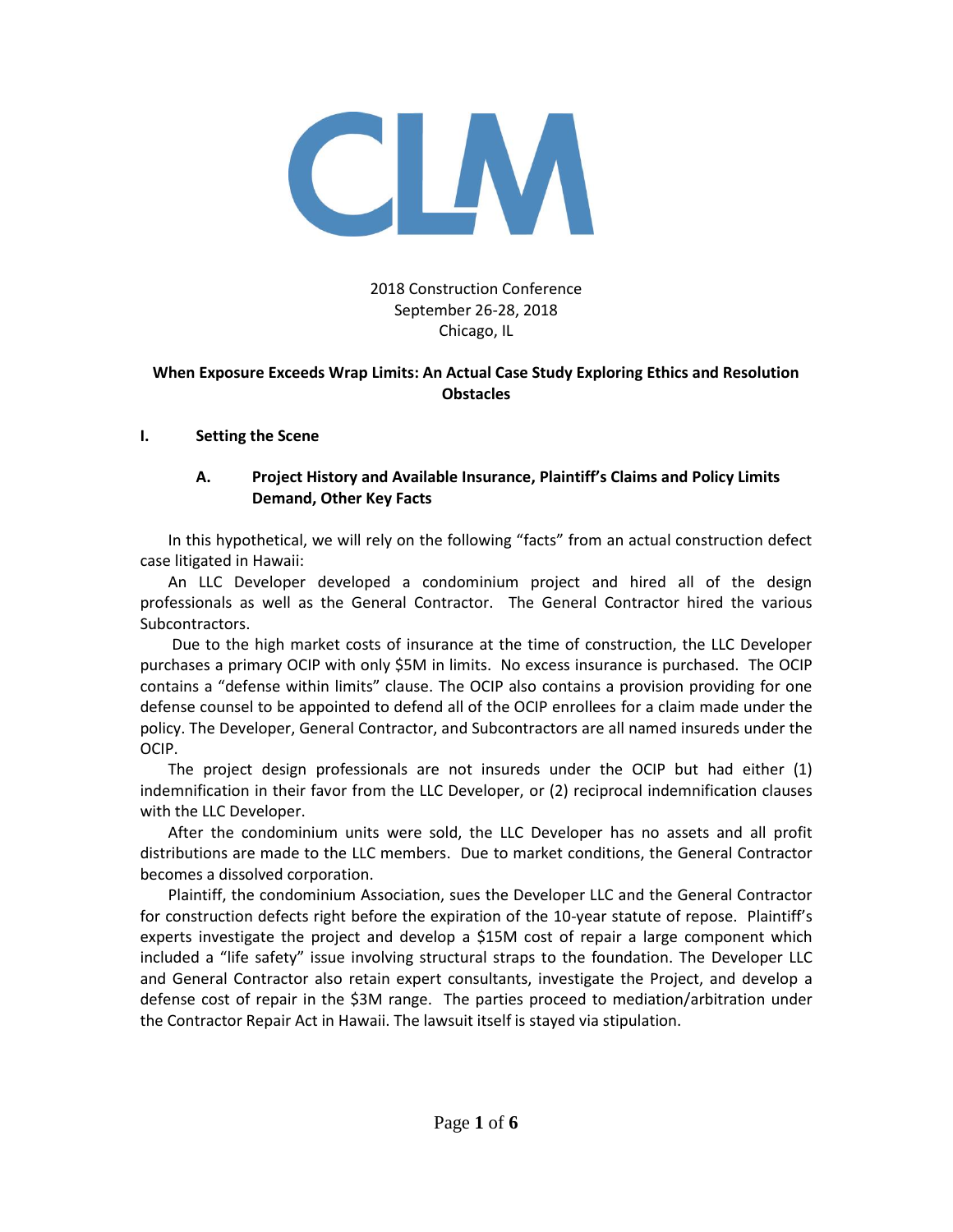2018 Construction Conference
September 26-28, 2018
Chicago, IL

**When Exposure Exceeds Wrap Limits: An Actual Case Study Exploring Ethics and Resolution Obstacles**

## I. Setting the Scene

### A. Project History and Available Insurance, Plaintiff's Claims and Policy Limits Demand, Other Key Facts

In this hypothetical, we will rely on the following "facts" from an actual construction defect case litigated in Hawaii:

An LLC Developer developed a condominium project and hired all of the design professionals as well as the General Contractor. The General Contractor hired the various Subcontractors.

Due to the high market costs of insurance at the time of construction, the LLC Developer purchases a primary OCIP with only $5M in limits. No excess insurance is purchased. The OCIP contains a "defense within limits" clause. The OCIP also contains a provision providing for one defense counsel to be appointed to defend all of the OCIP enrollees for a claim made under the policy. The Developer, General Contractor, and Subcontractors are all named insureds under the OCIP.

The project design professionals are not insureds under the OCIP but had either (1) indemnification in their favor from the LLC Developer, or (2) reciprocal indemnification clauses with the LLC Developer.

After the condominium units were sold, the LLC Developer has no assets and all profit distributions are made to the LLC members. Due to market conditions, the General Contractor becomes a dissolved corporation.

Plaintiff, the condominium Association, sues the Developer LLC and the General Contractor for construction defects right before the expiration of the 10-year statute of repose. Plaintiff's experts investigate the project and develop a $15M cost of repair a large component which included a "life safety" issue involving structural straps to the foundation. The Developer LLC and General Contractor also retain expert consultants, investigate the Project, and develop a defense cost of repair in the $3M range. The parties proceed to mediation/arbitration under the Contractor Repair Act in Hawaii. The lawsuit itself is stayed via stipulation.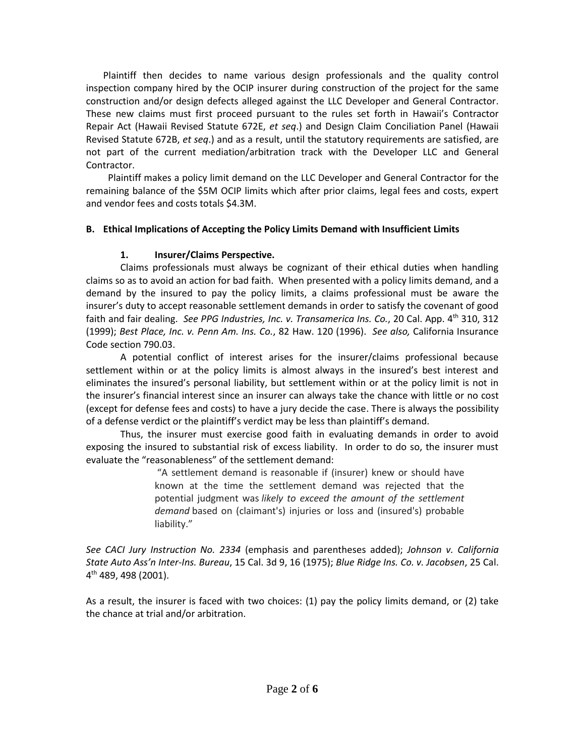Plaintiff then decides to name various design professionals and the quality control inspection company hired by the OCIP insurer during construction of the project for the same construction and/or design defects alleged against the LLC Developer and General Contractor. These new claims must first proceed pursuant to the rules set forth in Hawaii's Contractor Repair Act (Hawaii Revised Statute 672E, *et seq*.) and Design Claim Conciliation Panel (Hawaii Revised Statute 672B, *et seq*.) and as a result, until the statutory requirements are satisfied, are not part of the current mediation/arbitration track with the Developer LLC and General Contractor.

Plaintiff makes a policy limit demand on the LLC Developer and General Contractor for the remaining balance of the $5M OCIP limits which after prior claims, legal fees and costs, expert and vendor fees and costs totals $4.3M.

### B. Ethical Implications of Accepting the Policy Limits Demand with Insufficient Limits

#### 1. Insurer/Claims Perspective.

Claims professionals must always be cognizant of their ethical duties when handling claims so as to avoid an action for bad faith. When presented with a policy limits demand, and a demand by the insured to pay the policy limits, a claims professional must be aware the insurer's duty to accept reasonable settlement demands in order to satisfy the covenant of good faith and fair dealing. *See PPG Industries, Inc. v. Transamerica Ins. Co.*, 20 Cal. App. 4th 310, 312 (1999); *Best Place, Inc. v. Penn Am. Ins. Co.*, 82 Haw. 120 (1996). *See also,* California Insurance Code section 790.03.

A potential conflict of interest arises for the insurer/claims professional because settlement within or at the policy limits is almost always in the insured's best interest and eliminates the insured's personal liability, but settlement within or at the policy limit is not in the insurer's financial interest since an insurer can always take the chance with little or no cost (except for defense fees and costs) to have a jury decide the case. There is always the possibility of a defense verdict or the plaintiff's verdict may be less than plaintiff's demand.

Thus, the insurer must exercise good faith in evaluating demands in order to avoid exposing the insured to substantial risk of excess liability. In order to do so, the insurer must evaluate the "reasonableness" of the settlement demand:

> "A settlement demand is reasonable if (insurer) knew or should have known at the time the settlement demand was rejected that the potential judgment was *likely to exceed the amount of the settlement demand* based on (claimant's) injuries or loss and (insured's) probable liability."

*See CACI Jury Instruction No. 2334* (emphasis and parentheses added); *Johnson v. California State Auto Ass'n Inter-Ins. Bureau*, 15 Cal. 3d 9, 16 (1975); *Blue Ridge Ins. Co. v. Jacobsen*, 25 Cal. 4th 489, 498 (2001).

As a result, the insurer is faced with two choices: (1) pay the policy limits demand, or (2) take the chance at trial and/or arbitration.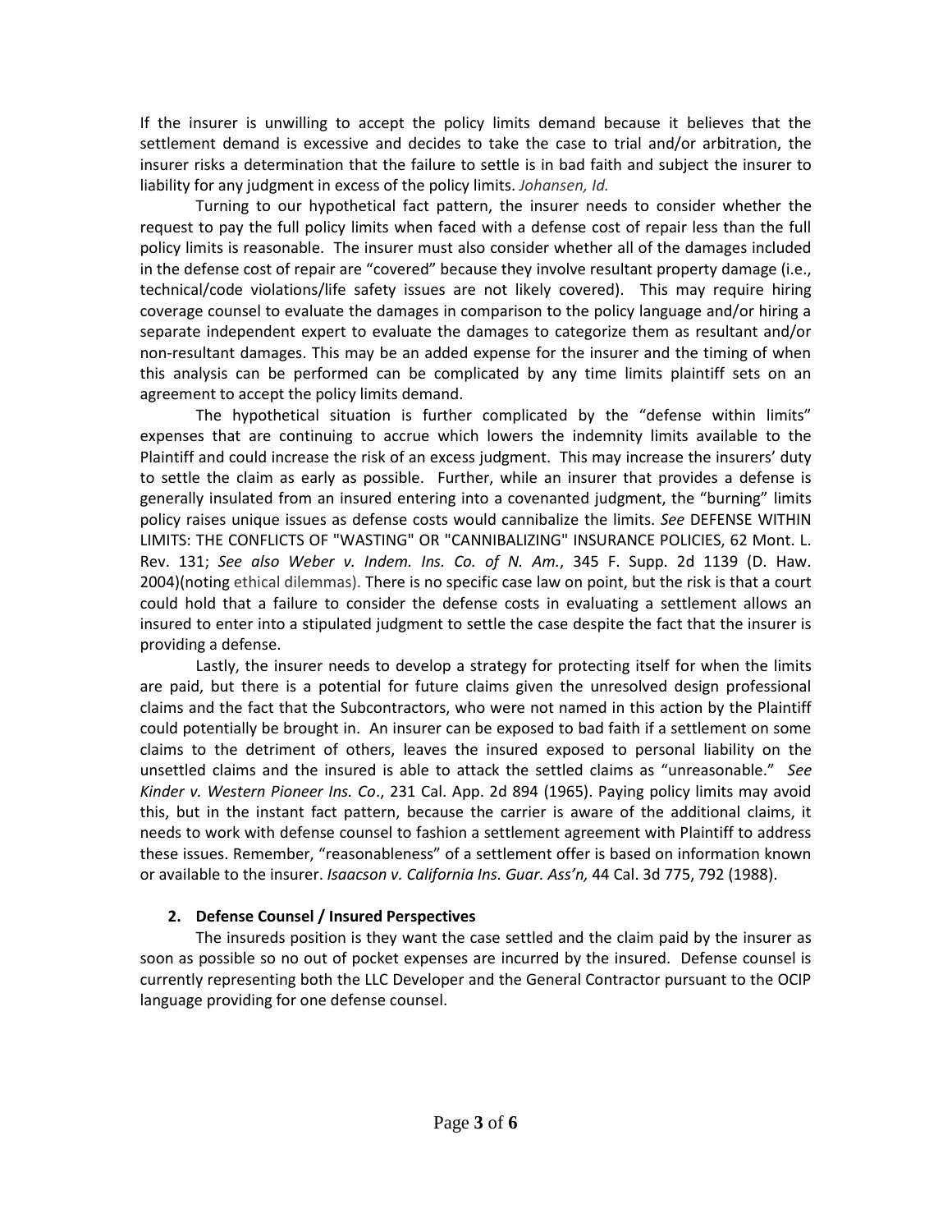If the insurer is unwilling to accept the policy limits demand because it believes that the settlement demand is excessive and decides to take the case to trial and/or arbitration, the insurer risks a determination that the failure to settle is in bad faith and subject the insurer to liability for any judgment in excess of the policy limits. *Johansen, Id.*

Turning to our hypothetical fact pattern, the insurer needs to consider whether the request to pay the full policy limits when faced with a defense cost of repair less than the full policy limits is reasonable. The insurer must also consider whether all of the damages included in the defense cost of repair are "covered" because they involve resultant property damage (i.e., technical/code violations/life safety issues are not likely covered). This may require hiring coverage counsel to evaluate the damages in comparison to the policy language and/or hiring a separate independent expert to evaluate the damages to categorize them as resultant and/or non-resultant damages. This may be an added expense for the insurer and the timing of when this analysis can be performed can be complicated by any time limits plaintiff sets on an agreement to accept the policy limits demand.

The hypothetical situation is further complicated by the "defense within limits" expenses that are continuing to accrue which lowers the indemnity limits available to the Plaintiff and could increase the risk of an excess judgment. This may increase the insurers' duty to settle the claim as early as possible. Further, while an insurer that provides a defense is generally insulated from an insured entering into a covenanted judgment, the "burning" limits policy raises unique issues as defense costs would cannibalize the limits. *See* DEFENSE WITHIN LIMITS: THE CONFLICTS OF "WASTING" OR "CANNIBALIZING" INSURANCE POLICIES, 62 Mont. L. Rev. 131; *See also Weber v. Indem. Ins. Co. of N. Am.*, 345 F. Supp. 2d 1139 (D. Haw. 2004)(noting ethical dilemmas). There is no specific case law on point, but the risk is that a court could hold that a failure to consider the defense costs in evaluating a settlement allows an insured to enter into a stipulated judgment to settle the case despite the fact that the insurer is providing a defense.

Lastly, the insurer needs to develop a strategy for protecting itself for when the limits are paid, but there is a potential for future claims given the unresolved design professional claims and the fact that the Subcontractors, who were not named in this action by the Plaintiff could potentially be brought in. An insurer can be exposed to bad faith if a settlement on some claims to the detriment of others, leaves the insured exposed to personal liability on the unsettled claims and the insured is able to attack the settled claims as "unreasonable." *See Kinder v. Western Pioneer Ins. Co*., 231 Cal. App. 2d 894 (1965). Paying policy limits may avoid this, but in the instant fact pattern, because the carrier is aware of the additional claims, it needs to work with defense counsel to fashion a settlement agreement with Plaintiff to address these issues. Remember, "reasonableness" of a settlement offer is based on information known or available to the insurer. *Isaacson v. California Ins. Guar. Ass'n,* 44 Cal. 3d 775, 792 (1988).

**2. Defense Counsel / Insured Perspectives**

The insureds position is they want the case settled and the claim paid by the insurer as soon as possible so no out of pocket expenses are incurred by the insured. Defense counsel is currently representing both the LLC Developer and the General Contractor pursuant to the OCIP language providing for one defense counsel.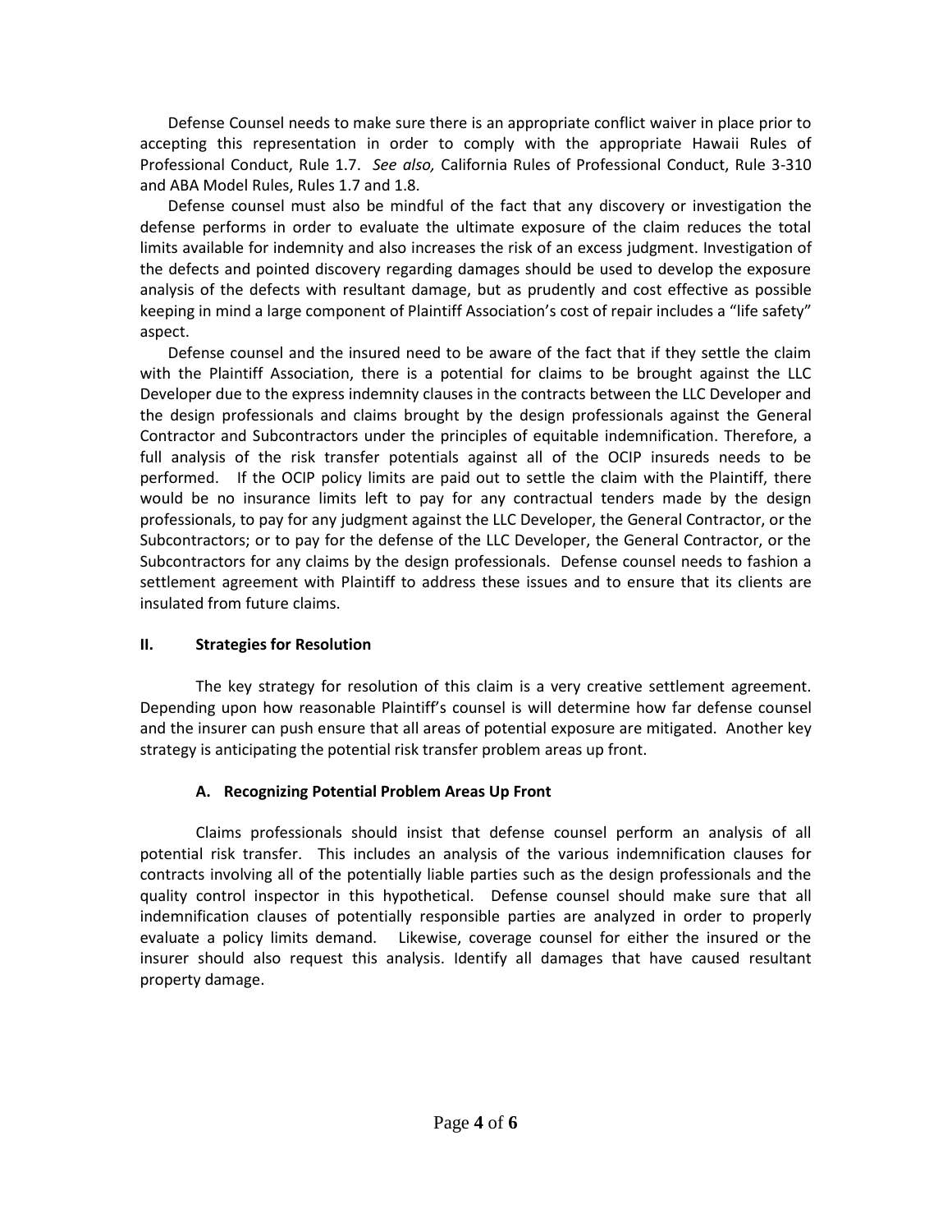Defense Counsel needs to make sure there is an appropriate conflict waiver in place prior to accepting this representation in order to comply with the appropriate Hawaii Rules of Professional Conduct, Rule 1.7. *See also,* California Rules of Professional Conduct, Rule 3-310 and ABA Model Rules, Rules 1.7 and 1.8.

Defense counsel must also be mindful of the fact that any discovery or investigation the defense performs in order to evaluate the ultimate exposure of the claim reduces the total limits available for indemnity and also increases the risk of an excess judgment. Investigation of the defects and pointed discovery regarding damages should be used to develop the exposure analysis of the defects with resultant damage, but as prudently and cost effective as possible keeping in mind a large component of Plaintiff Association's cost of repair includes a "life safety" aspect.

Defense counsel and the insured need to be aware of the fact that if they settle the claim with the Plaintiff Association, there is a potential for claims to be brought against the LLC Developer due to the express indemnity clauses in the contracts between the LLC Developer and the design professionals and claims brought by the design professionals against the General Contractor and Subcontractors under the principles of equitable indemnification. Therefore, a full analysis of the risk transfer potentials against all of the OCIP insureds needs to be performed. If the OCIP policy limits are paid out to settle the claim with the Plaintiff, there would be no insurance limits left to pay for any contractual tenders made by the design professionals, to pay for any judgment against the LLC Developer, the General Contractor, or the Subcontractors; or to pay for the defense of the LLC Developer, the General Contractor, or the Subcontractors for any claims by the design professionals. Defense counsel needs to fashion a settlement agreement with Plaintiff to address these issues and to ensure that its clients are insulated from future claims.

## II. Strategies for Resolution

The key strategy for resolution of this claim is a very creative settlement agreement. Depending upon how reasonable Plaintiff's counsel is will determine how far defense counsel and the insurer can push ensure that all areas of potential exposure are mitigated. Another key strategy is anticipating the potential risk transfer problem areas up front.

### A. Recognizing Potential Problem Areas Up Front

Claims professionals should insist that defense counsel perform an analysis of all potential risk transfer. This includes an analysis of the various indemnification clauses for contracts involving all of the potentially liable parties such as the design professionals and the quality control inspector in this hypothetical. Defense counsel should make sure that all indemnification clauses of potentially responsible parties are analyzed in order to properly evaluate a policy limits demand. Likewise, coverage counsel for either the insured or the insurer should also request this analysis. Identify all damages that have caused resultant property damage.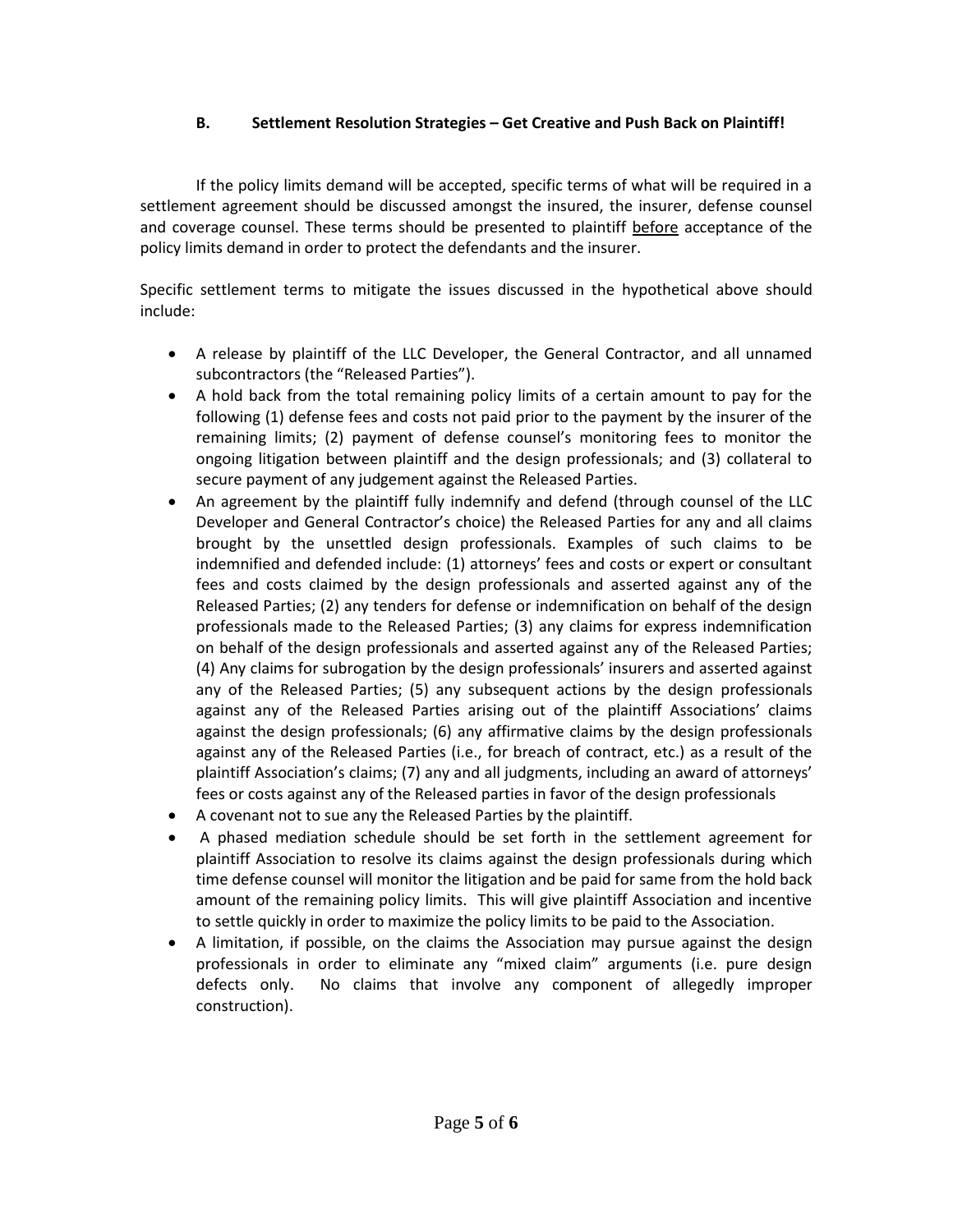### B. Settlement Resolution Strategies – Get Creative and Push Back on Plaintiff!

If the policy limits demand will be accepted, specific terms of what will be required in a settlement agreement should be discussed amongst the insured, the insurer, defense counsel and coverage counsel. These terms should be presented to plaintiff before acceptance of the policy limits demand in order to protect the defendants and the insurer.

Specific settlement terms to mitigate the issues discussed in the hypothetical above should include:

- A release by plaintiff of the LLC Developer, the General Contractor, and all unnamed subcontractors (the "Released Parties").
- A hold back from the total remaining policy limits of a certain amount to pay for the following (1) defense fees and costs not paid prior to the payment by the insurer of the remaining limits; (2) payment of defense counsel's monitoring fees to monitor the ongoing litigation between plaintiff and the design professionals; and (3) collateral to secure payment of any judgement against the Released Parties.
- An agreement by the plaintiff fully indemnify and defend (through counsel of the LLC Developer and General Contractor's choice) the Released Parties for any and all claims brought by the unsettled design professionals. Examples of such claims to be indemnified and defended include: (1) attorneys' fees and costs or expert or consultant fees and costs claimed by the design professionals and asserted against any of the Released Parties; (2) any tenders for defense or indemnification on behalf of the design professionals made to the Released Parties; (3) any claims for express indemnification on behalf of the design professionals and asserted against any of the Released Parties; (4) Any claims for subrogation by the design professionals' insurers and asserted against any of the Released Parties; (5) any subsequent actions by the design professionals against any of the Released Parties arising out of the plaintiff Associations' claims against the design professionals; (6) any affirmative claims by the design professionals against any of the Released Parties (i.e., for breach of contract, etc.) as a result of the plaintiff Association's claims; (7) any and all judgments, including an award of attorneys' fees or costs against any of the Released parties in favor of the design professionals
- A covenant not to sue any the Released Parties by the plaintiff.
- A phased mediation schedule should be set forth in the settlement agreement for plaintiff Association to resolve its claims against the design professionals during which time defense counsel will monitor the litigation and be paid for same from the hold back amount of the remaining policy limits. This will give plaintiff Association and incentive to settle quickly in order to maximize the policy limits to be paid to the Association.
- A limitation, if possible, on the claims the Association may pursue against the design professionals in order to eliminate any "mixed claim" arguments (i.e. pure design defects only. No claims that involve any component of allegedly improper construction).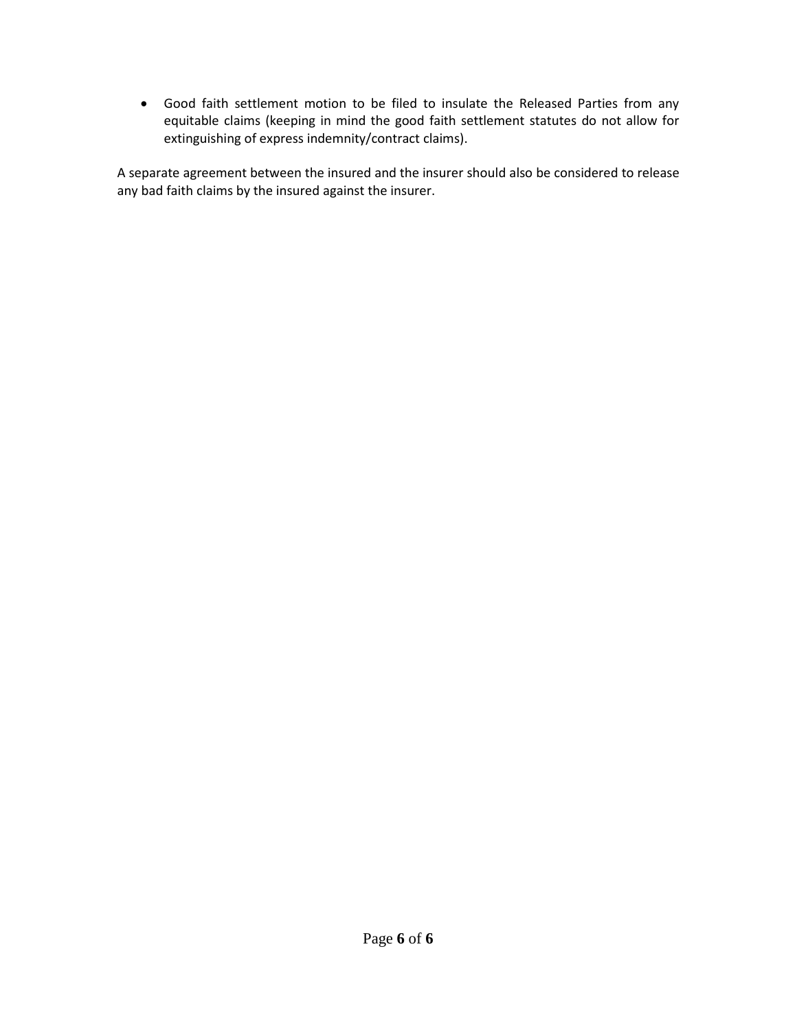- Good faith settlement motion to be filed to insulate the Released Parties from any equitable claims (keeping in mind the good faith settlement statutes do not allow for extinguishing of express indemnity/contract claims).

A separate agreement between the insured and the insurer should also be considered to release any bad faith claims by the insured against the insurer.